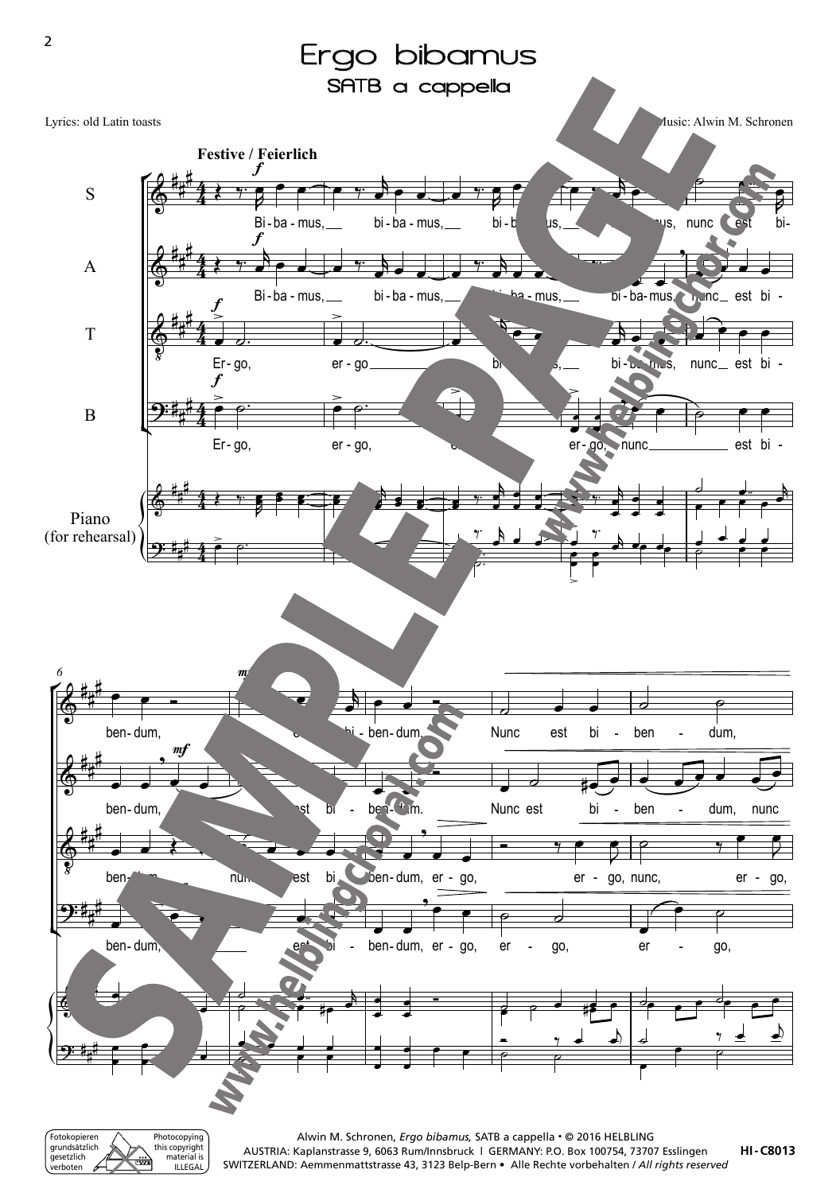# Ergo bibamus

## SATB a cappella

Lyrics: old Latin toasts

Music: Alwin M. Schronen

**Festive / Feierlich**

Alwin M. Schronen, *Ergo bibamus,* SATB a cappella • © 2016 HELBLING
AUSTRIA: Kaplanstrasse 9, 6063 Rum/Innsbruck | GERMANY: P.O. Box 100754, 73707 Esslingen
SWITZERLAND: Aemmenmattstrasse 43, 3123 Belp-Bern • Alle Rechte vorbehalten / *All rights reserved*

HI-C8013

Fotokopieren grundsätzlich gesetzlich verboten

Photocopying this copyright material is ILLEGAL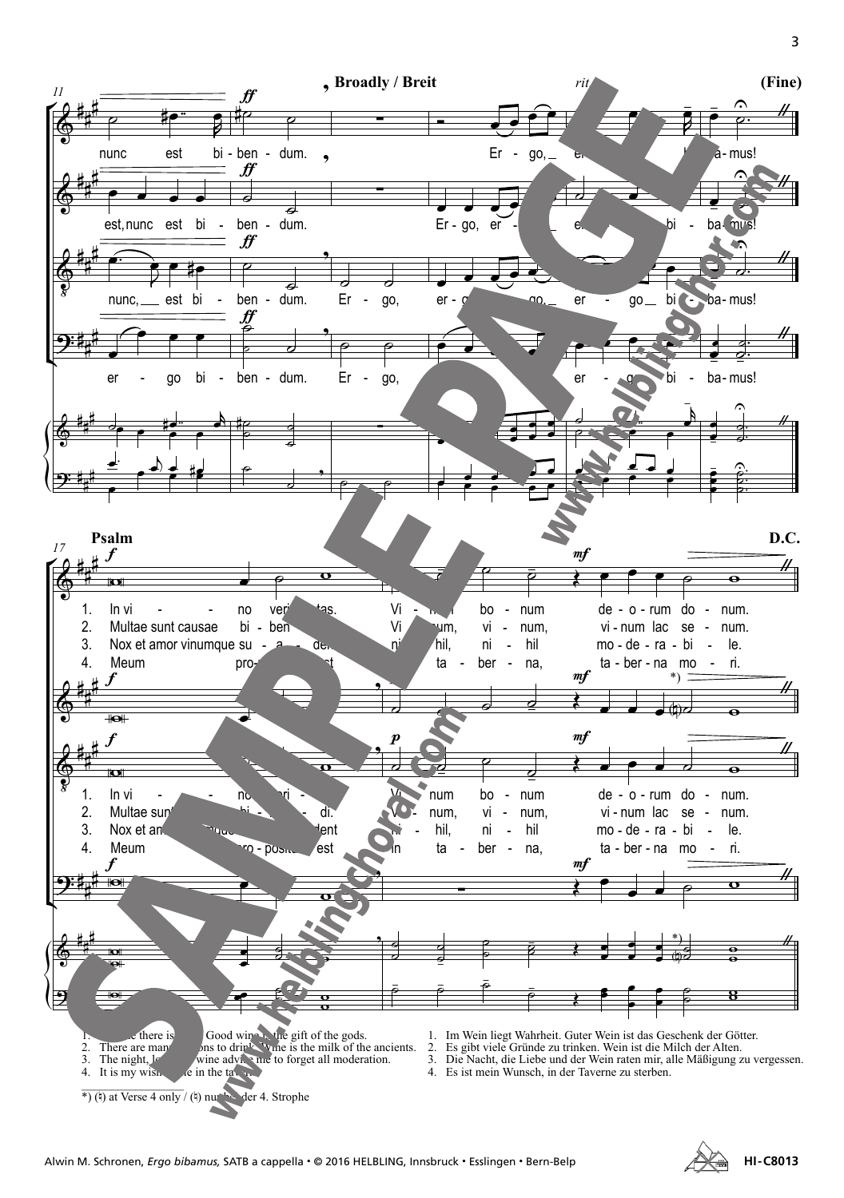1. In wine there is truth. Good wine is the gift of the gods.
2. There are many reasons to drink. Wine is the milk of the ancients.
3. The night, love and wine advise me to forget all moderation.
4. It is my wish to die in the tavern.

1. Im Wein liegt Wahrheit. Guter Wein ist das Geschenk der Götter.
2. Es gibt viele Gründe zu trinken. Wein ist die Milch der Alten.
3. Die Nacht, die Liebe und der Wein raten mir, alle Mäßigung zu vergessen.
4. Es ist mein Wunsch, in der Taverne zu sterben.

*) (♮) at Verse 4 only / (♮) nur bei der 4. Strophe